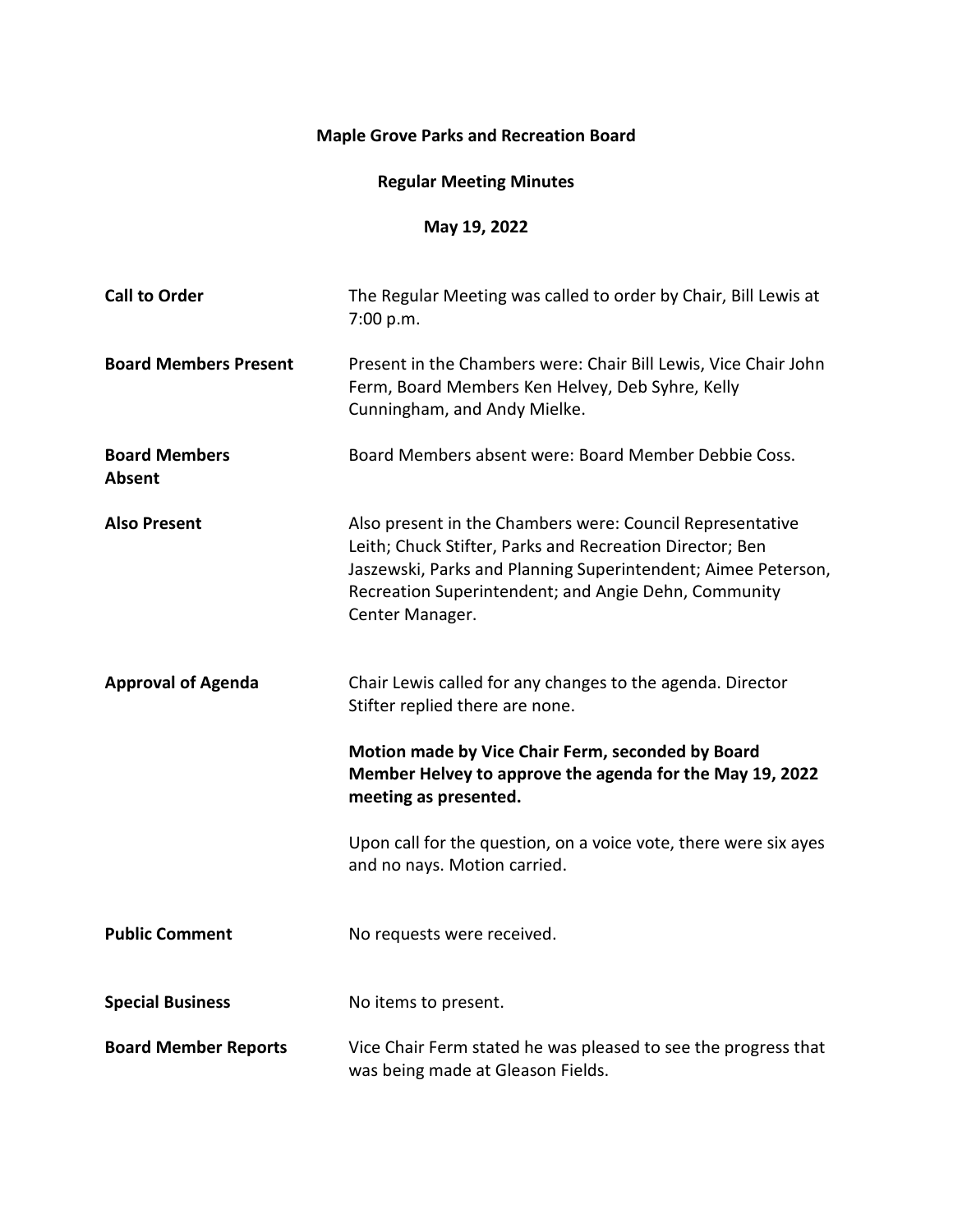# Maple Grove Parks and Recreation Board

## Regular Meeting Minutes

### May 19, 2022

**Call to Order**

The Regular Meeting was called to order by Chair, Bill Lewis at 7:00 p.m.

**Board Members Present**

Present in the Chambers were: Chair Bill Lewis, Vice Chair John Ferm, Board Members Ken Helvey, Deb Syhre, Kelly Cunningham, and Andy Mielke.

**Board Members Absent**

Board Members absent were: Board Member Debbie Coss.

**Also Present**

Also present in the Chambers were: Council Representative Leith; Chuck Stifter, Parks and Recreation Director; Ben Jaszewski, Parks and Planning Superintendent; Aimee Peterson, Recreation Superintendent; and Angie Dehn, Community Center Manager.

**Approval of Agenda**

Chair Lewis called for any changes to the agenda. Director Stifter replied there are none.

**Motion made by Vice Chair Ferm, seconded by Board Member Helvey to approve the agenda for the May 19, 2022 meeting as presented.**

Upon call for the question, on a voice vote, there were six ayes and no nays. Motion carried.

**Public Comment**

No requests were received.

**Special Business**

No items to present.

**Board Member Reports**

Vice Chair Ferm stated he was pleased to see the progress that was being made at Gleason Fields.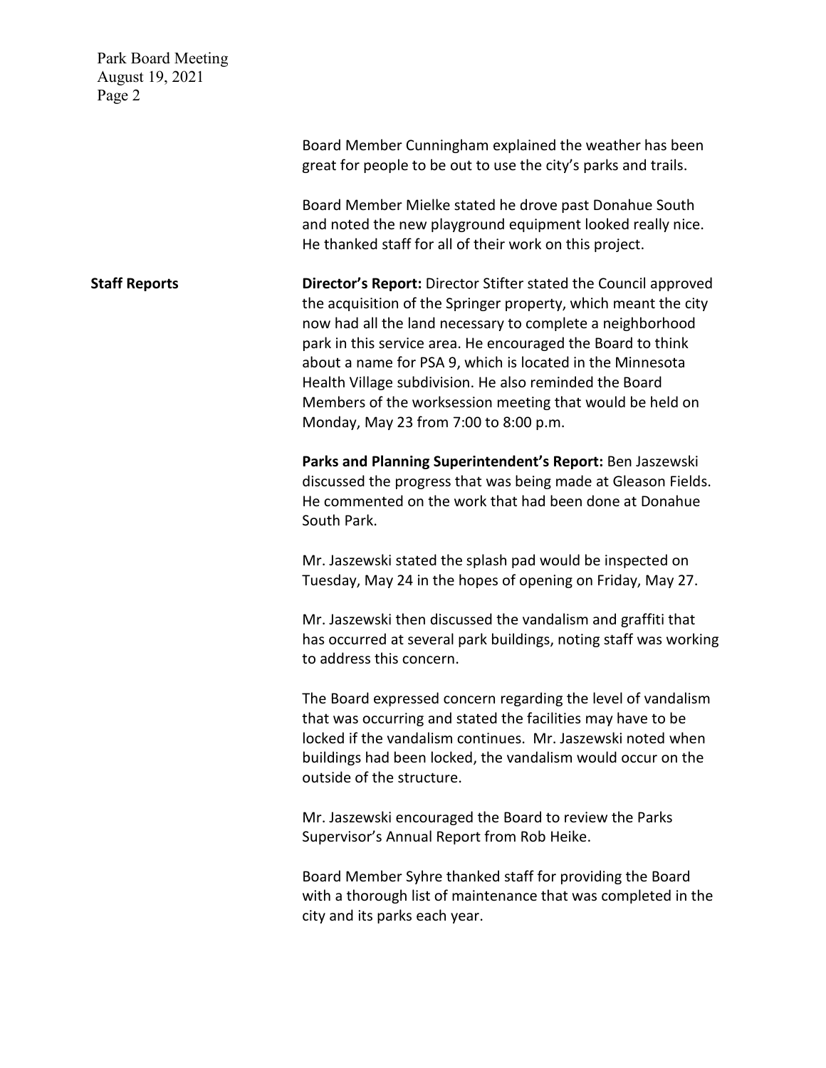Board Member Cunningham explained the weather has been great for people to be out to use the city's parks and trails.

Board Member Mielke stated he drove past Donahue South and noted the new playground equipment looked really nice. He thanked staff for all of their work on this project.

**Staff Reports**

**Director's Report:** Director Stifter stated the Council approved the acquisition of the Springer property, which meant the city now had all the land necessary to complete a neighborhood park in this service area. He encouraged the Board to think about a name for PSA 9, which is located in the Minnesota Health Village subdivision. He also reminded the Board Members of the worksession meeting that would be held on Monday, May 23 from 7:00 to 8:00 p.m.

**Parks and Planning Superintendent's Report:** Ben Jaszewski discussed the progress that was being made at Gleason Fields. He commented on the work that had been done at Donahue South Park.

Mr. Jaszewski stated the splash pad would be inspected on Tuesday, May 24 in the hopes of opening on Friday, May 27.

Mr. Jaszewski then discussed the vandalism and graffiti that has occurred at several park buildings, noting staff was working to address this concern.

The Board expressed concern regarding the level of vandalism that was occurring and stated the facilities may have to be locked if the vandalism continues. Mr. Jaszewski noted when buildings had been locked, the vandalism would occur on the outside of the structure.

Mr. Jaszewski encouraged the Board to review the Parks Supervisor's Annual Report from Rob Heike.

Board Member Syhre thanked staff for providing the Board with a thorough list of maintenance that was completed in the city and its parks each year.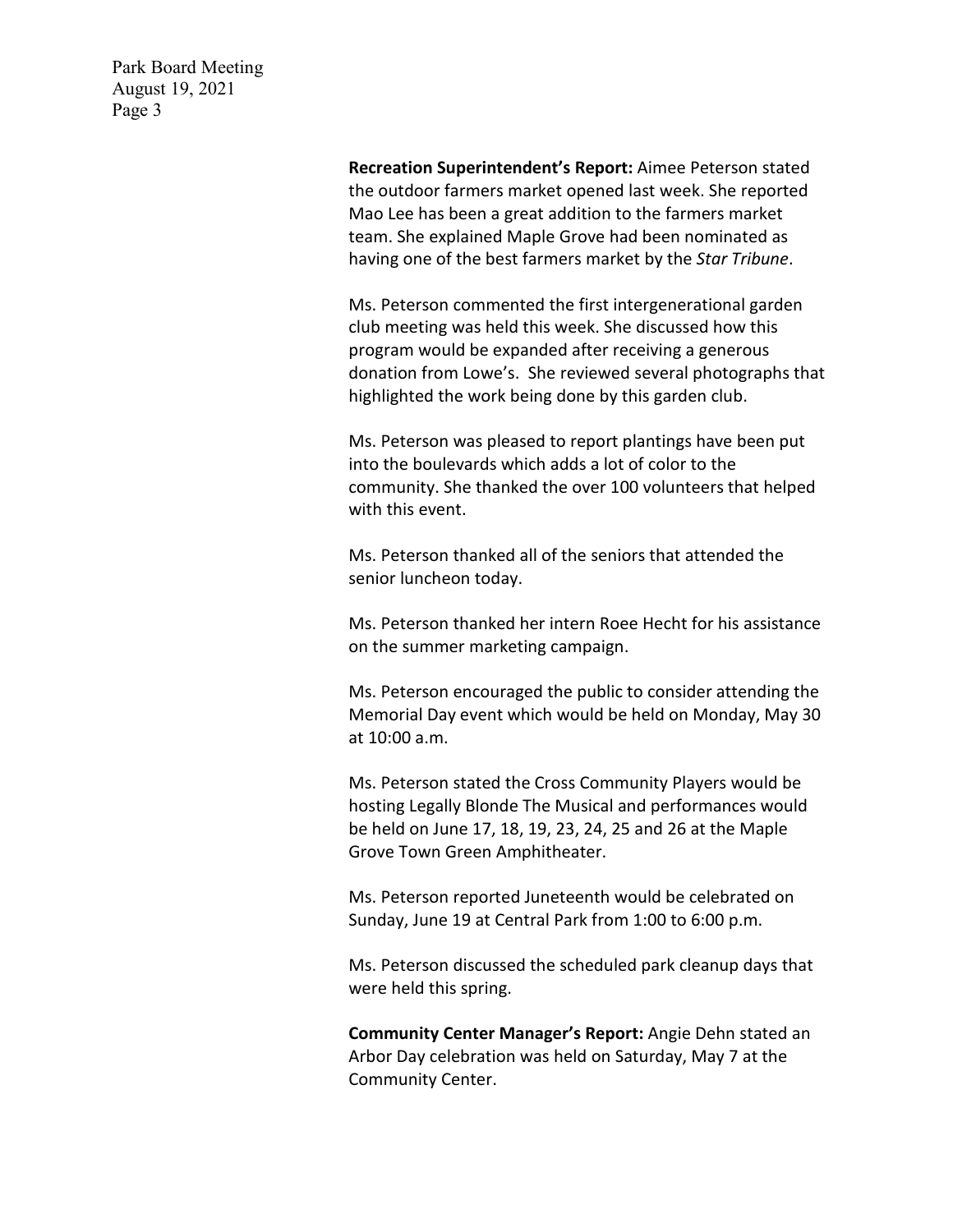**Recreation Superintendent's Report:** Aimee Peterson stated the outdoor farmers market opened last week. She reported Mao Lee has been a great addition to the farmers market team. She explained Maple Grove had been nominated as having one of the best farmers market by the *Star Tribune*.

Ms. Peterson commented the first intergenerational garden club meeting was held this week. She discussed how this program would be expanded after receiving a generous donation from Lowe's. She reviewed several photographs that highlighted the work being done by this garden club.

Ms. Peterson was pleased to report plantings have been put into the boulevards which adds a lot of color to the community. She thanked the over 100 volunteers that helped with this event.

Ms. Peterson thanked all of the seniors that attended the senior luncheon today.

Ms. Peterson thanked her intern Roee Hecht for his assistance on the summer marketing campaign.

Ms. Peterson encouraged the public to consider attending the Memorial Day event which would be held on Monday, May 30 at 10:00 a.m.

Ms. Peterson stated the Cross Community Players would be hosting Legally Blonde The Musical and performances would be held on June 17, 18, 19, 23, 24, 25 and 26 at the Maple Grove Town Green Amphitheater.

Ms. Peterson reported Juneteenth would be celebrated on Sunday, June 19 at Central Park from 1:00 to 6:00 p.m.

Ms. Peterson discussed the scheduled park cleanup days that were held this spring.

**Community Center Manager's Report:** Angie Dehn stated an Arbor Day celebration was held on Saturday, May 7 at the Community Center.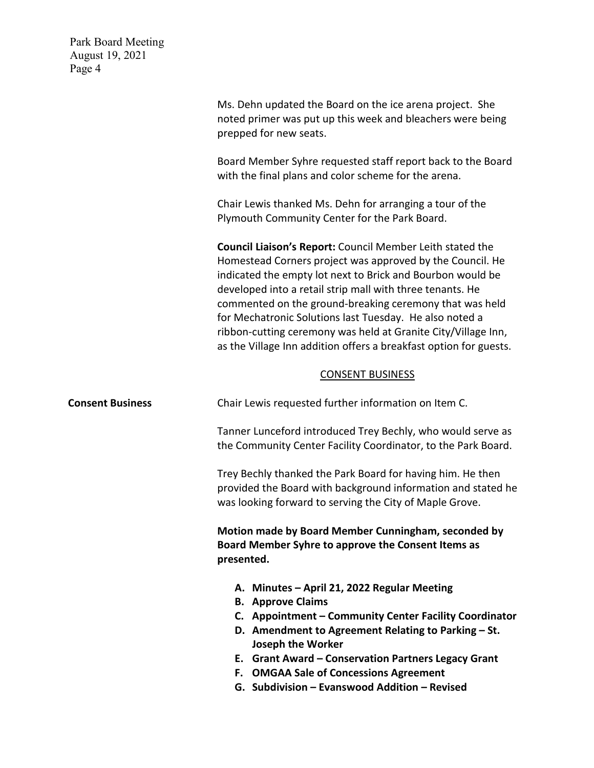Ms. Dehn updated the Board on the ice arena project. She noted primer was put up this week and bleachers were being prepped for new seats.

Board Member Syhre requested staff report back to the Board with the final plans and color scheme for the arena.

Chair Lewis thanked Ms. Dehn for arranging a tour of the Plymouth Community Center for the Park Board.

**Council Liaison's Report:** Council Member Leith stated the Homestead Corners project was approved by the Council. He indicated the empty lot next to Brick and Bourbon would be developed into a retail strip mall with three tenants. He commented on the ground-breaking ceremony that was held for Mechatronic Solutions last Tuesday. He also noted a ribbon-cutting ceremony was held at Granite City/Village Inn, as the Village Inn addition offers a breakfast option for guests.

## CONSENT BUSINESS

**Consent Business**

Chair Lewis requested further information on Item C.

Tanner Lunceford introduced Trey Bechly, who would serve as the Community Center Facility Coordinator, to the Park Board.

Trey Bechly thanked the Park Board for having him. He then provided the Board with background information and stated he was looking forward to serving the City of Maple Grove.

**Motion made by Board Member Cunningham, seconded by Board Member Syhre to approve the Consent Items as presented.**

- **A. Minutes – April 21, 2022 Regular Meeting**
- **B. Approve Claims**
- **C. Appointment – Community Center Facility Coordinator**
- **D. Amendment to Agreement Relating to Parking – St. Joseph the Worker**
- **E. Grant Award – Conservation Partners Legacy Grant**
- **F. OMGAA Sale of Concessions Agreement**
- **G. Subdivision – Evanswood Addition – Revised**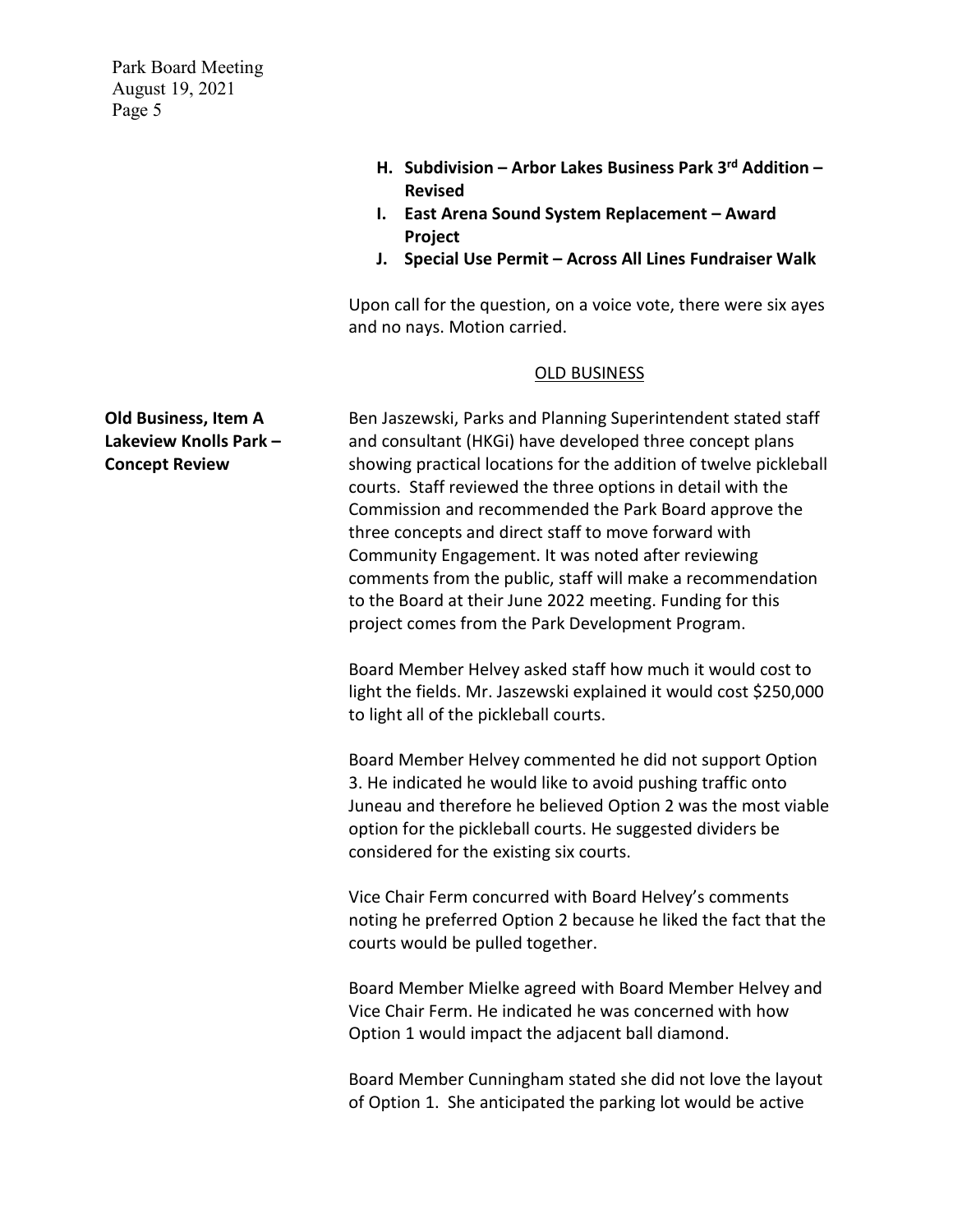H. **Subdivision – Arbor Lakes Business Park 3rd Addition – Revised**
I. **East Arena Sound System Replacement – Award Project**
J. **Special Use Permit – Across All Lines Fundraiser Walk**

Upon call for the question, on a voice vote, there were six ayes and no nays. Motion carried.

## OLD BUSINESS

**Old Business, Item A Lakeview Knolls Park – Concept Review**

Ben Jaszewski, Parks and Planning Superintendent stated staff and consultant (HKGi) have developed three concept plans showing practical locations for the addition of twelve pickleball courts. Staff reviewed the three options in detail with the Commission and recommended the Park Board approve the three concepts and direct staff to move forward with Community Engagement. It was noted after reviewing comments from the public, staff will make a recommendation to the Board at their June 2022 meeting. Funding for this project comes from the Park Development Program.

Board Member Helvey asked staff how much it would cost to light the fields. Mr. Jaszewski explained it would cost $250,000 to light all of the pickleball courts.

Board Member Helvey commented he did not support Option 3. He indicated he would like to avoid pushing traffic onto Juneau and therefore he believed Option 2 was the most viable option for the pickleball courts. He suggested dividers be considered for the existing six courts.

Vice Chair Ferm concurred with Board Helvey's comments noting he preferred Option 2 because he liked the fact that the courts would be pulled together.

Board Member Mielke agreed with Board Member Helvey and Vice Chair Ferm. He indicated he was concerned with how Option 1 would impact the adjacent ball diamond.

Board Member Cunningham stated she did not love the layout of Option 1. She anticipated the parking lot would be active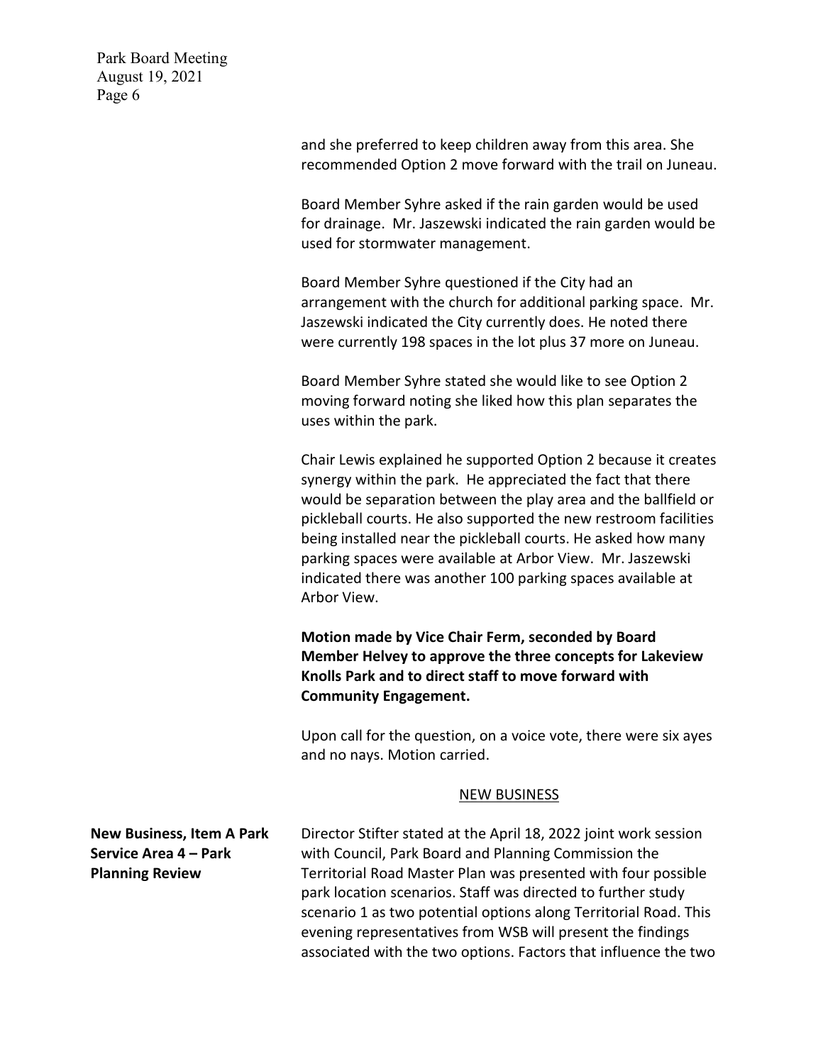and she preferred to keep children away from this area. She recommended Option 2 move forward with the trail on Juneau.

Board Member Syhre asked if the rain garden would be used for drainage. Mr. Jaszewski indicated the rain garden would be used for stormwater management.

Board Member Syhre questioned if the City had an arrangement with the church for additional parking space. Mr. Jaszewski indicated the City currently does. He noted there were currently 198 spaces in the lot plus 37 more on Juneau.

Board Member Syhre stated she would like to see Option 2 moving forward noting she liked how this plan separates the uses within the park.

Chair Lewis explained he supported Option 2 because it creates synergy within the park. He appreciated the fact that there would be separation between the play area and the ballfield or pickleball courts. He also supported the new restroom facilities being installed near the pickleball courts. He asked how many parking spaces were available at Arbor View. Mr. Jaszewski indicated there was another 100 parking spaces available at Arbor View.

**Motion made by Vice Chair Ferm, seconded by Board Member Helvey to approve the three concepts for Lakeview Knolls Park and to direct staff to move forward with Community Engagement.**

Upon call for the question, on a voice vote, there were six ayes and no nays. Motion carried.

## NEW BUSINESS

**New Business, Item A Park Service Area 4 – Park Planning Review**

Director Stifter stated at the April 18, 2022 joint work session with Council, Park Board and Planning Commission the Territorial Road Master Plan was presented with four possible park location scenarios. Staff was directed to further study scenario 1 as two potential options along Territorial Road. This evening representatives from WSB will present the findings associated with the two options. Factors that influence the two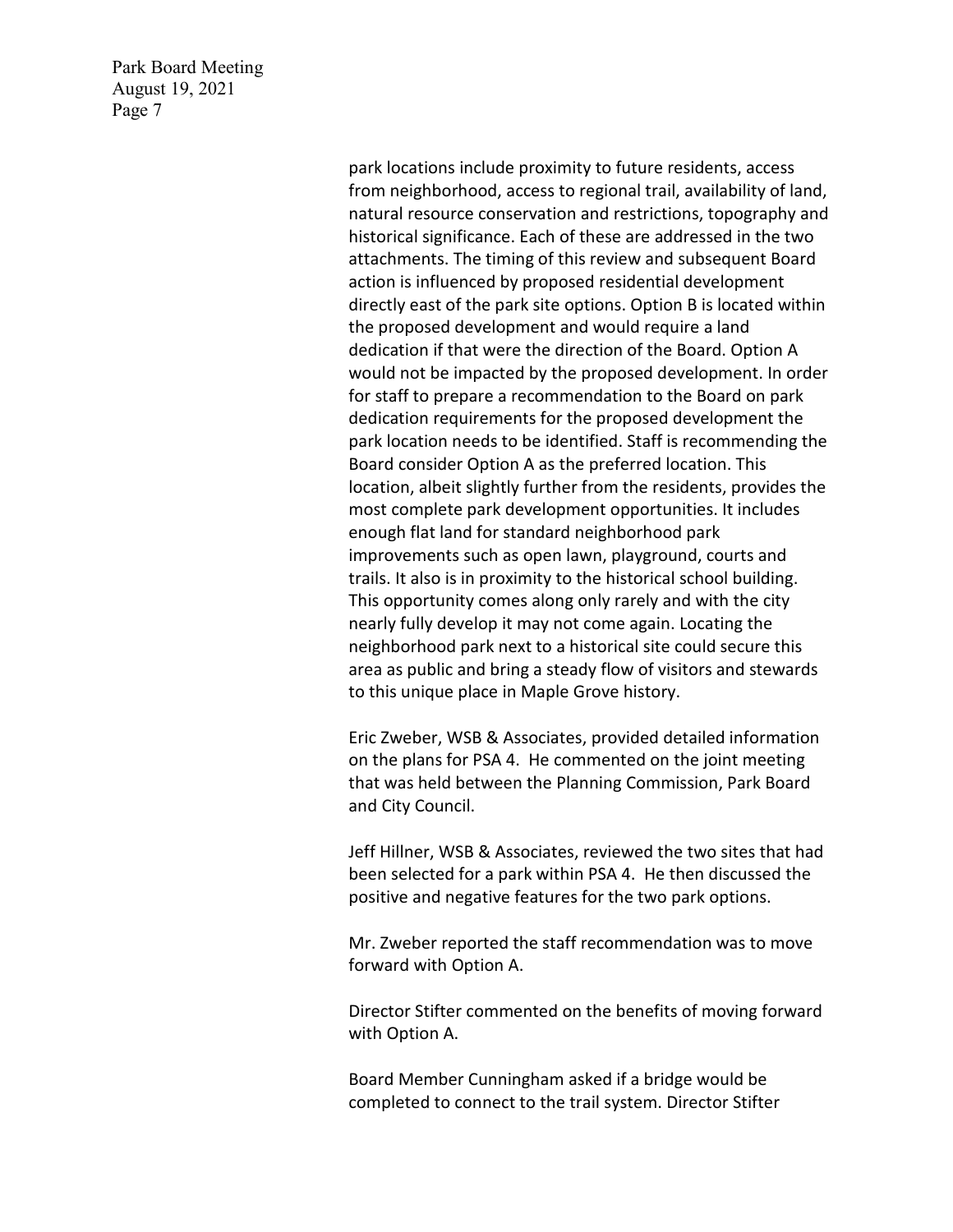park locations include proximity to future residents, access from neighborhood, access to regional trail, availability of land, natural resource conservation and restrictions, topography and historical significance. Each of these are addressed in the two attachments. The timing of this review and subsequent Board action is influenced by proposed residential development directly east of the park site options. Option B is located within the proposed development and would require a land dedication if that were the direction of the Board. Option A would not be impacted by the proposed development. In order for staff to prepare a recommendation to the Board on park dedication requirements for the proposed development the park location needs to be identified. Staff is recommending the Board consider Option A as the preferred location. This location, albeit slightly further from the residents, provides the most complete park development opportunities. It includes enough flat land for standard neighborhood park improvements such as open lawn, playground, courts and trails. It also is in proximity to the historical school building. This opportunity comes along only rarely and with the city nearly fully develop it may not come again. Locating the neighborhood park next to a historical site could secure this area as public and bring a steady flow of visitors and stewards to this unique place in Maple Grove history.

Eric Zweber, WSB & Associates, provided detailed information on the plans for PSA 4. He commented on the joint meeting that was held between the Planning Commission, Park Board and City Council.

Jeff Hillner, WSB & Associates, reviewed the two sites that had been selected for a park within PSA 4. He then discussed the positive and negative features for the two park options.

Mr. Zweber reported the staff recommendation was to move forward with Option A.

Director Stifter commented on the benefits of moving forward with Option A.

Board Member Cunningham asked if a bridge would be completed to connect to the trail system. Director Stifter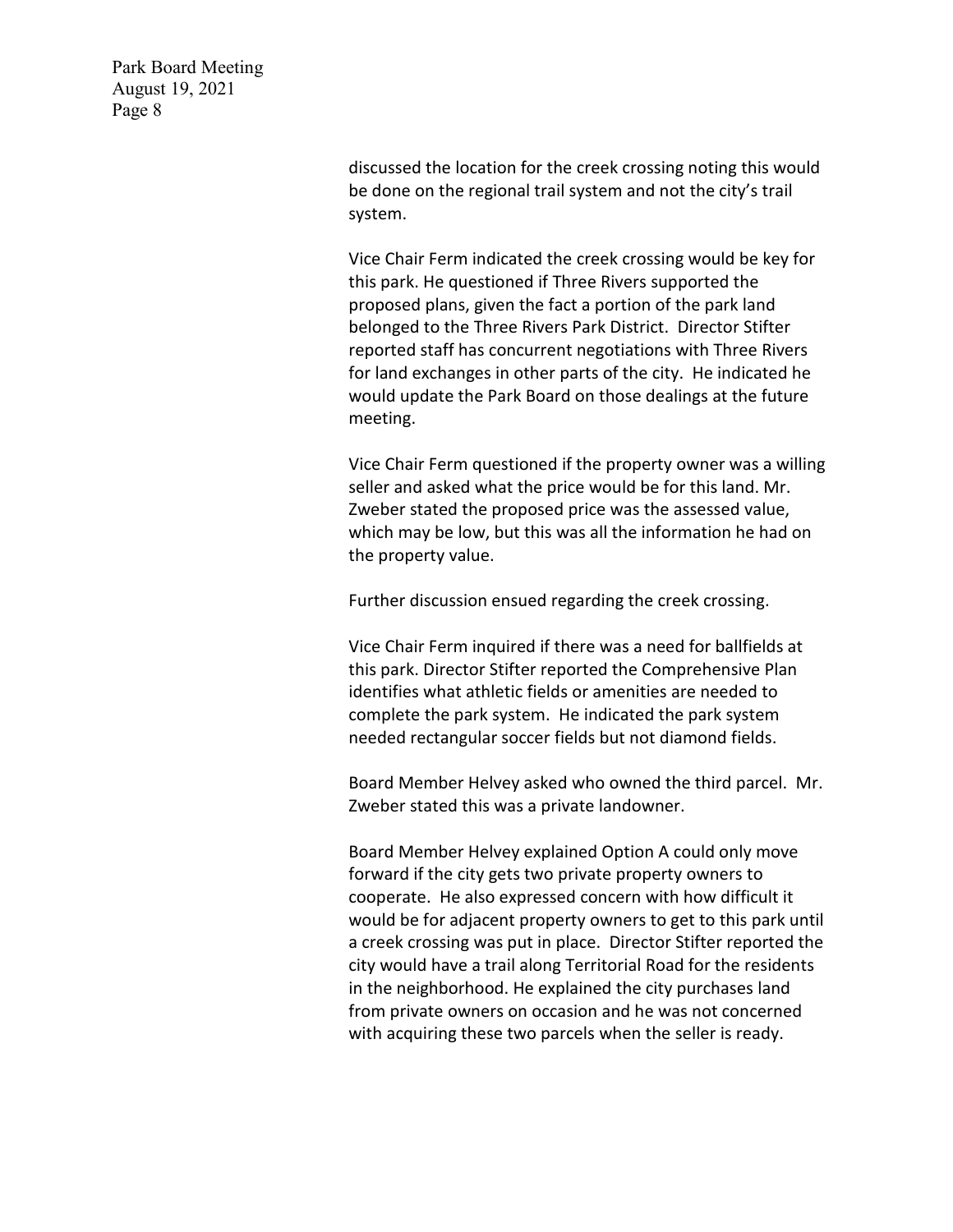discussed the location for the creek crossing noting this would be done on the regional trail system and not the city's trail system.

Vice Chair Ferm indicated the creek crossing would be key for this park. He questioned if Three Rivers supported the proposed plans, given the fact a portion of the park land belonged to the Three Rivers Park District. Director Stifter reported staff has concurrent negotiations with Three Rivers for land exchanges in other parts of the city. He indicated he would update the Park Board on those dealings at the future meeting.

Vice Chair Ferm questioned if the property owner was a willing seller and asked what the price would be for this land. Mr. Zweber stated the proposed price was the assessed value, which may be low, but this was all the information he had on the property value.

Further discussion ensued regarding the creek crossing.

Vice Chair Ferm inquired if there was a need for ballfields at this park. Director Stifter reported the Comprehensive Plan identifies what athletic fields or amenities are needed to complete the park system. He indicated the park system needed rectangular soccer fields but not diamond fields.

Board Member Helvey asked who owned the third parcel. Mr. Zweber stated this was a private landowner.

Board Member Helvey explained Option A could only move forward if the city gets two private property owners to cooperate. He also expressed concern with how difficult it would be for adjacent property owners to get to this park until a creek crossing was put in place. Director Stifter reported the city would have a trail along Territorial Road for the residents in the neighborhood. He explained the city purchases land from private owners on occasion and he was not concerned with acquiring these two parcels when the seller is ready.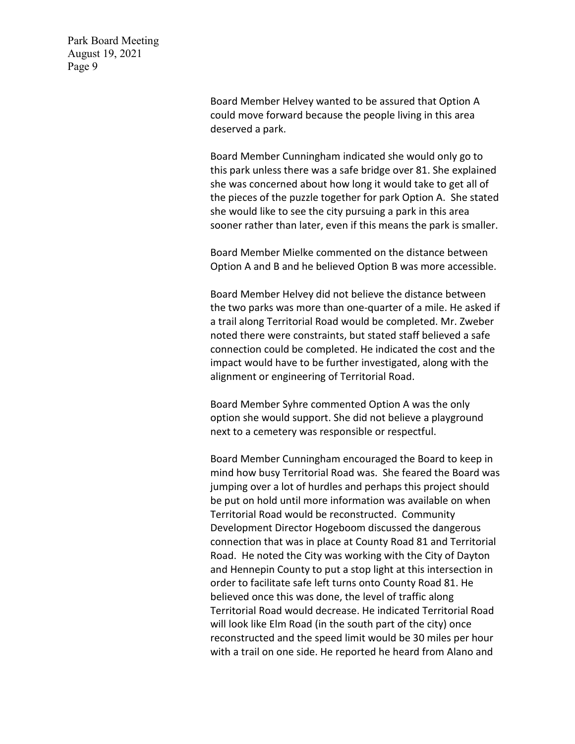Board Member Helvey wanted to be assured that Option A could move forward because the people living in this area deserved a park.

Board Member Cunningham indicated she would only go to this park unless there was a safe bridge over 81. She explained she was concerned about how long it would take to get all of the pieces of the puzzle together for park Option A. She stated she would like to see the city pursuing a park in this area sooner rather than later, even if this means the park is smaller.

Board Member Mielke commented on the distance between Option A and B and he believed Option B was more accessible.

Board Member Helvey did not believe the distance between the two parks was more than one-quarter of a mile. He asked if a trail along Territorial Road would be completed. Mr. Zweber noted there were constraints, but stated staff believed a safe connection could be completed. He indicated the cost and the impact would have to be further investigated, along with the alignment or engineering of Territorial Road.

Board Member Syhre commented Option A was the only option she would support. She did not believe a playground next to a cemetery was responsible or respectful.

Board Member Cunningham encouraged the Board to keep in mind how busy Territorial Road was. She feared the Board was jumping over a lot of hurdles and perhaps this project should be put on hold until more information was available on when Territorial Road would be reconstructed. Community Development Director Hogeboom discussed the dangerous connection that was in place at County Road 81 and Territorial Road. He noted the City was working with the City of Dayton and Hennepin County to put a stop light at this intersection in order to facilitate safe left turns onto County Road 81. He believed once this was done, the level of traffic along Territorial Road would decrease. He indicated Territorial Road will look like Elm Road (in the south part of the city) once reconstructed and the speed limit would be 30 miles per hour with a trail on one side. He reported he heard from Alano and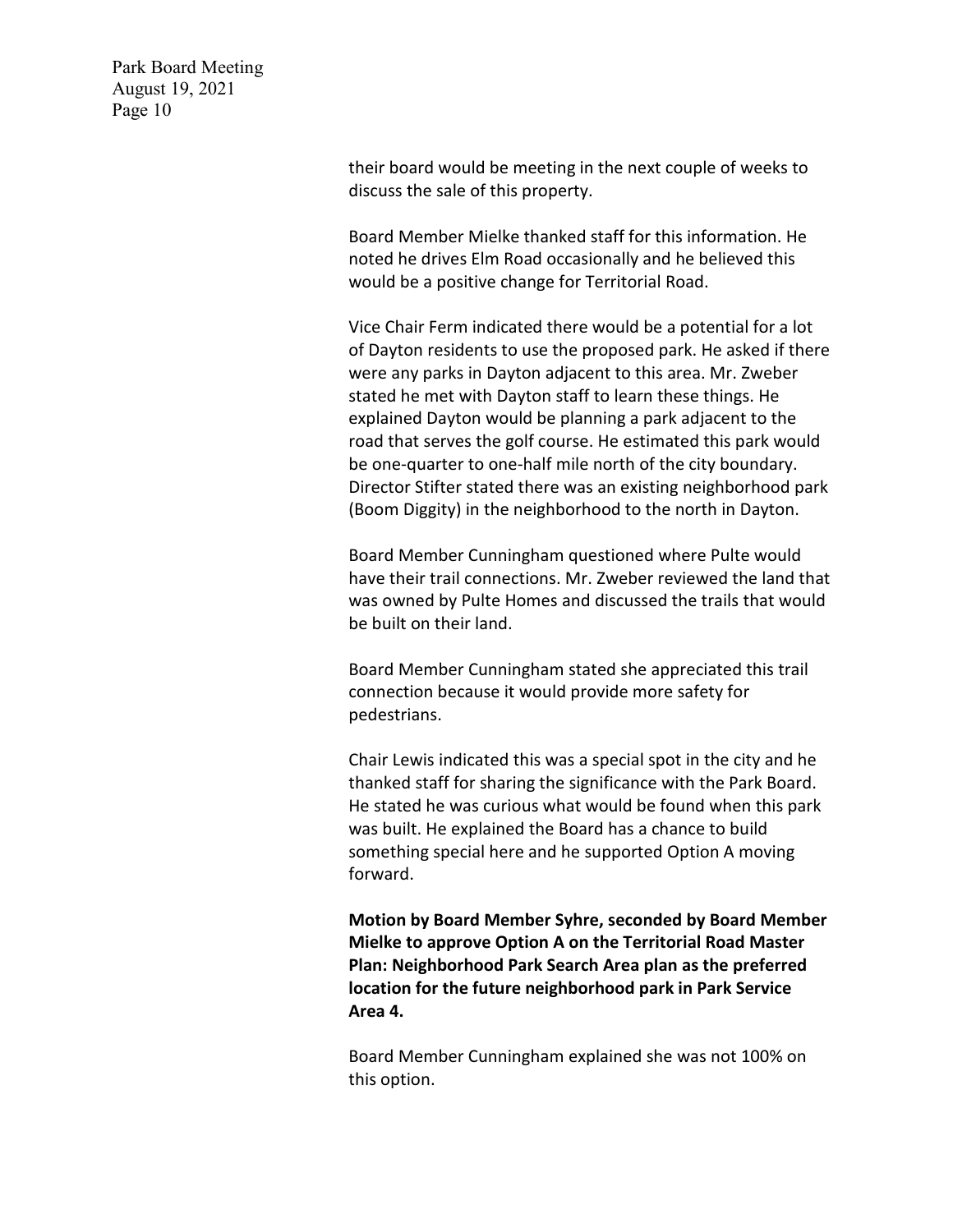their board would be meeting in the next couple of weeks to discuss the sale of this property.

Board Member Mielke thanked staff for this information. He noted he drives Elm Road occasionally and he believed this would be a positive change for Territorial Road.

Vice Chair Ferm indicated there would be a potential for a lot of Dayton residents to use the proposed park. He asked if there were any parks in Dayton adjacent to this area. Mr. Zweber stated he met with Dayton staff to learn these things. He explained Dayton would be planning a park adjacent to the road that serves the golf course. He estimated this park would be one-quarter to one-half mile north of the city boundary. Director Stifter stated there was an existing neighborhood park (Boom Diggity) in the neighborhood to the north in Dayton.

Board Member Cunningham questioned where Pulte would have their trail connections. Mr. Zweber reviewed the land that was owned by Pulte Homes and discussed the trails that would be built on their land.

Board Member Cunningham stated she appreciated this trail connection because it would provide more safety for pedestrians.

Chair Lewis indicated this was a special spot in the city and he thanked staff for sharing the significance with the Park Board. He stated he was curious what would be found when this park was built. He explained the Board has a chance to build something special here and he supported Option A moving forward.

**Motion by Board Member Syhre, seconded by Board Member Mielke to approve Option A on the Territorial Road Master Plan: Neighborhood Park Search Area plan as the preferred location for the future neighborhood park in Park Service Area 4.**

Board Member Cunningham explained she was not 100% on this option.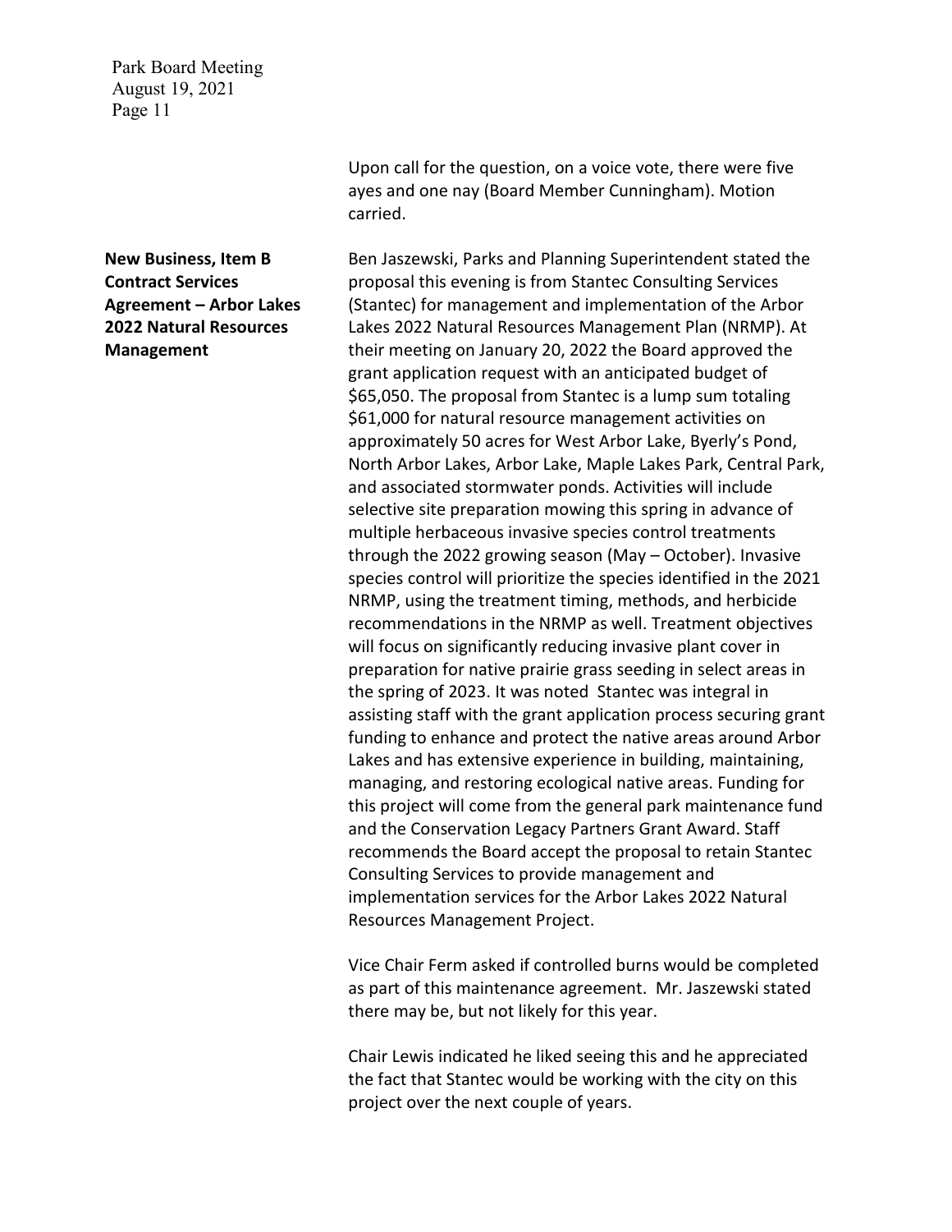Upon call for the question, on a voice vote, there were five ayes and one nay (Board Member Cunningham). Motion carried.

**New Business, Item B Contract Services Agreement – Arbor Lakes 2022 Natural Resources Management**

Ben Jaszewski, Parks and Planning Superintendent stated the proposal this evening is from Stantec Consulting Services (Stantec) for management and implementation of the Arbor Lakes 2022 Natural Resources Management Plan (NRMP). At their meeting on January 20, 2022 the Board approved the grant application request with an anticipated budget of $65,050. The proposal from Stantec is a lump sum totaling $61,000 for natural resource management activities on approximately 50 acres for West Arbor Lake, Byerly's Pond, North Arbor Lakes, Arbor Lake, Maple Lakes Park, Central Park, and associated stormwater ponds. Activities will include selective site preparation mowing this spring in advance of multiple herbaceous invasive species control treatments through the 2022 growing season (May – October). Invasive species control will prioritize the species identified in the 2021 NRMP, using the treatment timing, methods, and herbicide recommendations in the NRMP as well. Treatment objectives will focus on significantly reducing invasive plant cover in preparation for native prairie grass seeding in select areas in the spring of 2023. It was noted Stantec was integral in assisting staff with the grant application process securing grant funding to enhance and protect the native areas around Arbor Lakes and has extensive experience in building, maintaining, managing, and restoring ecological native areas. Funding for this project will come from the general park maintenance fund and the Conservation Legacy Partners Grant Award. Staff recommends the Board accept the proposal to retain Stantec Consulting Services to provide management and implementation services for the Arbor Lakes 2022 Natural Resources Management Project.

Vice Chair Ferm asked if controlled burns would be completed as part of this maintenance agreement. Mr. Jaszewski stated there may be, but not likely for this year.

Chair Lewis indicated he liked seeing this and he appreciated the fact that Stantec would be working with the city on this project over the next couple of years.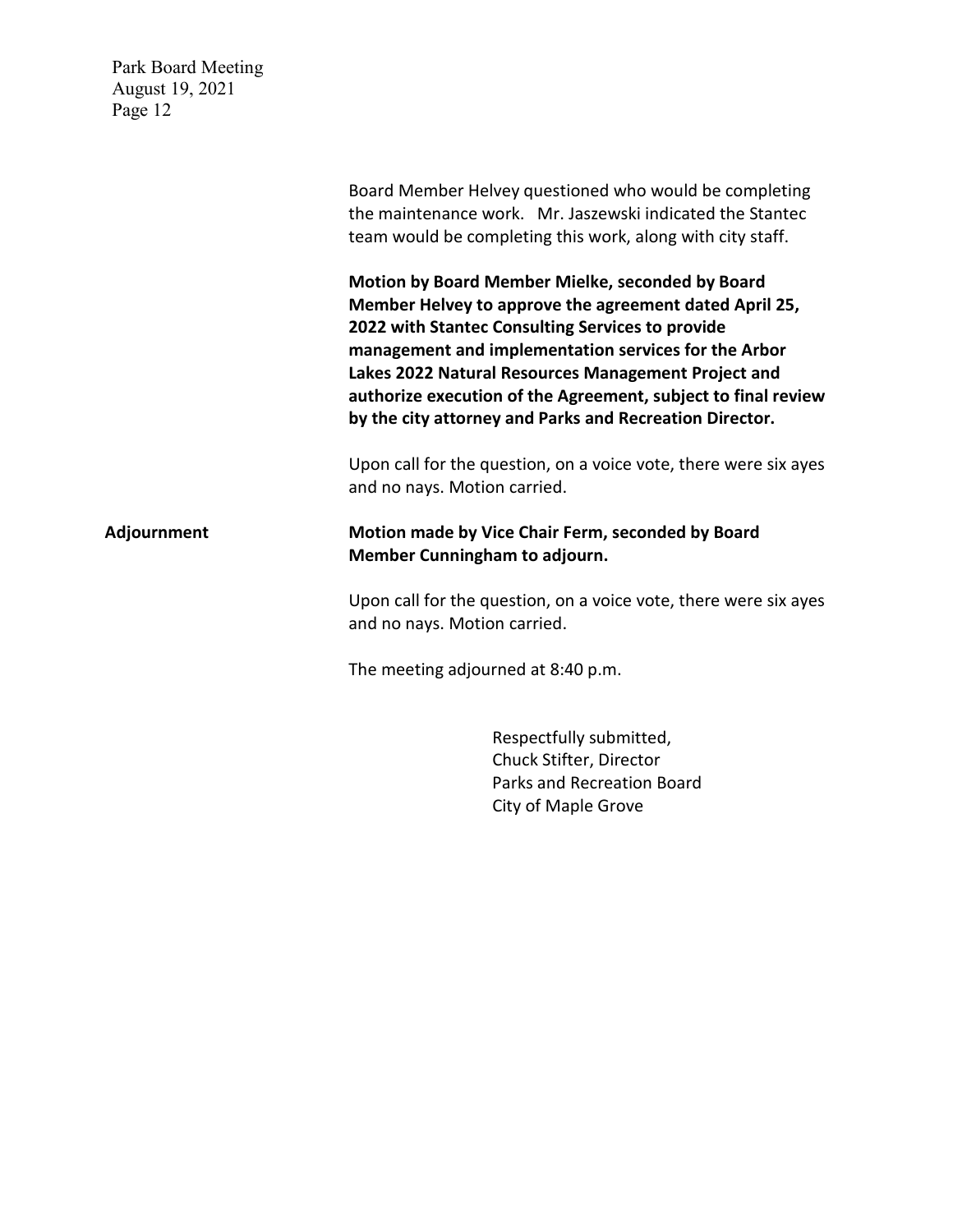Board Member Helvey questioned who would be completing the maintenance work. Mr. Jaszewski indicated the Stantec team would be completing this work, along with city staff.

**Motion by Board Member Mielke, seconded by Board Member Helvey to approve the agreement dated April 25, 2022 with Stantec Consulting Services to provide management and implementation services for the Arbor Lakes 2022 Natural Resources Management Project and authorize execution of the Agreement, subject to final review by the city attorney and Parks and Recreation Director.**

Upon call for the question, on a voice vote, there were six ayes and no nays. Motion carried.

**Adjournment**

**Motion made by Vice Chair Ferm, seconded by Board Member Cunningham to adjourn.**

Upon call for the question, on a voice vote, there were six ayes and no nays. Motion carried.

The meeting adjourned at 8:40 p.m.

Respectfully submitted,
Chuck Stifter, Director
Parks and Recreation Board
City of Maple Grove